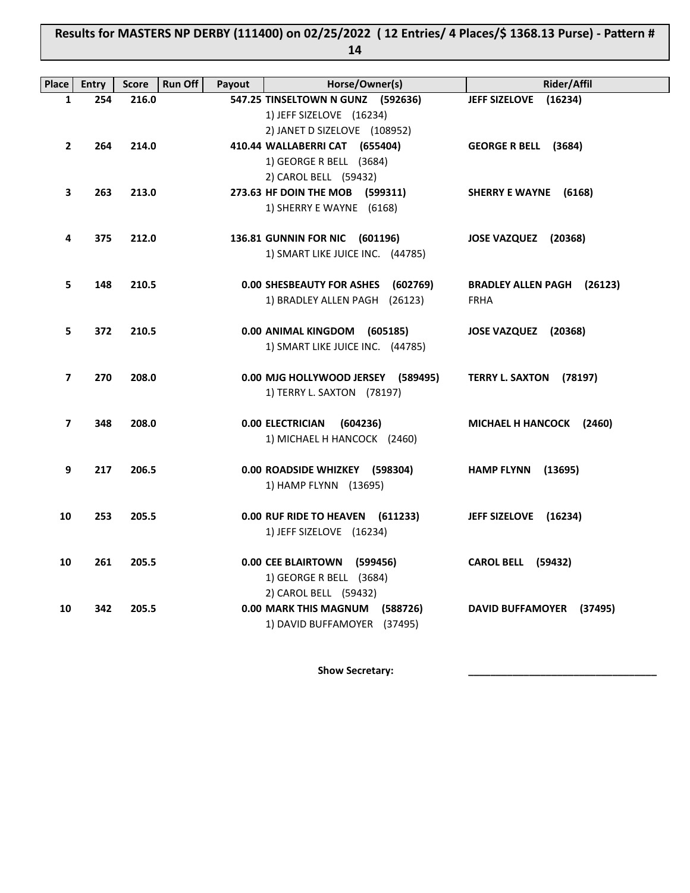**Results for MASTERS NP DERBY (111400) on 02/25/2022 ( 12 Entries/ 4 Places/$ 1368.13 Purse) - Pattern # 14**

| Place | Entry | Score | Run Off | Payout | Horse/Owner(s) | Rider/Affil |
|---|---|---|---|---|---|---|
| 1 | 254 | 216.0 | | 547.25 | **TINSELTOWN N GUNZ (592636)**<br>1) JEFF SIZELOVE (16234)<br>2) JANET D SIZELOVE (108952) | **JEFF SIZELOVE (16234)** |
| 2 | 264 | 214.0 | | 410.44 | **WALLABERRI CAT (655404)**<br>1) GEORGE R BELL (3684)<br>2) CAROL BELL (59432) | **GEORGE R BELL (3684)** |
| 3 | 263 | 213.0 | | 273.63 | **HF DOIN THE MOB (599311)**<br>1) SHERRY E WAYNE (6168) | **SHERRY E WAYNE (6168)** |
| 4 | 375 | 212.0 | | 136.81 | **GUNNIN FOR NIC (601196)**<br>1) SMART LIKE JUICE INC. (44785) | **JOSE VAZQUEZ (20368)** |
| 5 | 148 | 210.5 | | 0.00 | **SHESBEAUTY FOR ASHES (602769)**<br>1) BRADLEY ALLEN PAGH (26123) | **BRADLEY ALLEN PAGH (26123)**<br>FRHA |
| 5 | 372 | 210.5 | | 0.00 | **ANIMAL KINGDOM (605185)**<br>1) SMART LIKE JUICE INC. (44785) | **JOSE VAZQUEZ (20368)** |
| 7 | 270 | 208.0 | | 0.00 | **MJG HOLLYWOOD JERSEY (589495)**<br>1) TERRY L. SAXTON (78197) | **TERRY L. SAXTON (78197)** |
| 7 | 348 | 208.0 | | 0.00 | **ELECTRICIAN (604236)**<br>1) MICHAEL H HANCOCK (2460) | **MICHAEL H HANCOCK (2460)** |
| 9 | 217 | 206.5 | | 0.00 | **ROADSIDE WHIZKEY (598304)**<br>1) HAMP FLYNN (13695) | **HAMP FLYNN (13695)** |
| 10 | 253 | 205.5 | | 0.00 | **RUF RIDE TO HEAVEN (611233)**<br>1) JEFF SIZELOVE (16234) | **JEFF SIZELOVE (16234)** |
| 10 | 261 | 205.5 | | 0.00 | **CEE BLAIRTOWN (599456)**<br>1) GEORGE R BELL (3684)<br>2) CAROL BELL (59432) | **CAROL BELL (59432)** |
| 10 | 342 | 205.5 | | 0.00 | **MARK THIS MAGNUM (588726)**<br>1) DAVID BUFFAMOYER (37495) | **DAVID BUFFAMOYER (37495)** |

**Show Secretary:** ___________________________________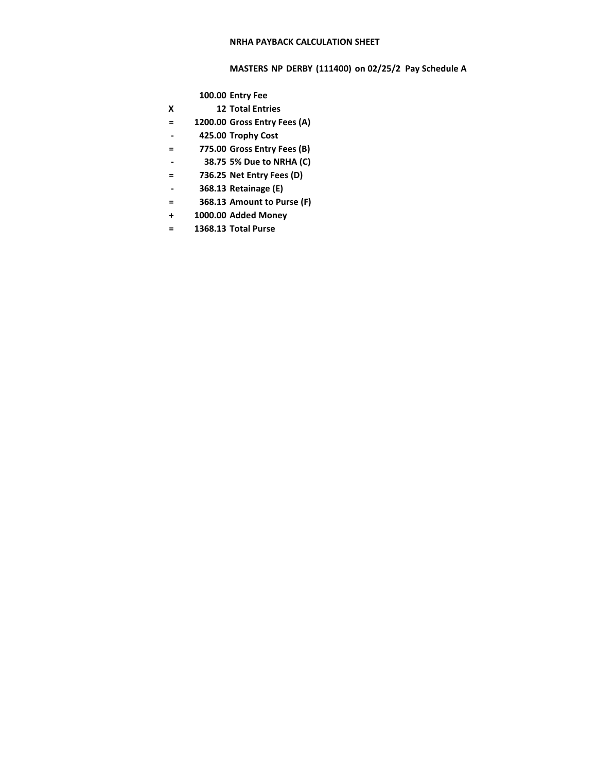**NRHA PAYBACK CALCULATION SHEET**

**MASTERS NP DERBY (111400) on 02/25/2 Pay Schedule A**

| | | |
|---|---|---|
| | 100.00 | Entry Fee |
| X | 12 | Total Entries |
| = | 1200.00 | Gross Entry Fees (A) |
| - | 425.00 | Trophy Cost |
| = | 775.00 | Gross Entry Fees (B) |
| - | 38.75 | 5% Due to NRHA (C) |
| = | 736.25 | Net Entry Fees (D) |
| - | 368.13 | Retainage (E) |
| = | 368.13 | Amount to Purse (F) |
| + | 1000.00 | Added Money |
| = | 1368.13 | Total Purse |